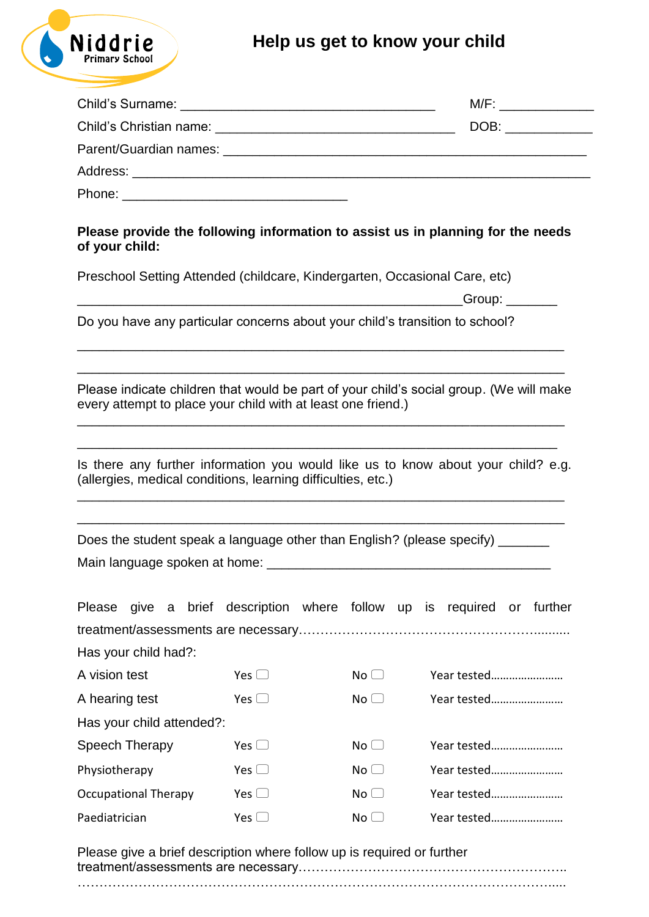Niddrie Primary School

# Help us get to know your child

Child's Surname: ___________________________________ M/F: _____________

Child's Christian name: _________________________________ DOB: ____________

Parent/Guardian names: __________________________________________________

Address: _______________________________________________________________

Phone: _______________________________

**Please provide the following information to assist us in planning for the needs of your child:**

Preschool Setting Attended (childcare, Kindergarten, Occasional Care, etc)

_____________________________________________________Group: _______

Do you have any particular concerns about your child's transition to school?

___________________________________________________________________

___________________________________________________________________

Please indicate children that would be part of your child's social group. (We will make every attempt to place your child with at least one friend.)

___________________________________________________________________

___________________________________________________________________

Is there any further information you would like us to know about your child? e.g. (allergies, medical conditions, learning difficulties, etc.)

___________________________________________________________________

___________________________________________________________________

Does the student speak a language other than English? (please specify) _______

Main language spoken at home: _______________________________________

Please give a brief description where follow up is required or further treatment/assessments are necessary……………………………………………………..........

Has your child had?:

| | | | |
|---|---|---|---|
| A vision test | Yes ☐ | No ☐ | Year tested....................... |
| A hearing test | Yes ☐ | No ☐ | Year tested....................... |

Has your child attended?:

| | | | |
|---|---|---|---|
| Speech Therapy | Yes ☐ | No ☐ | Year tested....................... |
| Physiotherapy | Yes ☐ | No ☐ | Year tested....................... |
| Occupational Therapy | Yes ☐ | No ☐ | Year tested....................... |
| Paediatrician | Yes ☐ | No ☐ | Year tested....................... |

Please give a brief description where follow up is required or further treatment/assessments are necessary……………………………………………………..

…………………………………………………………………………………………….....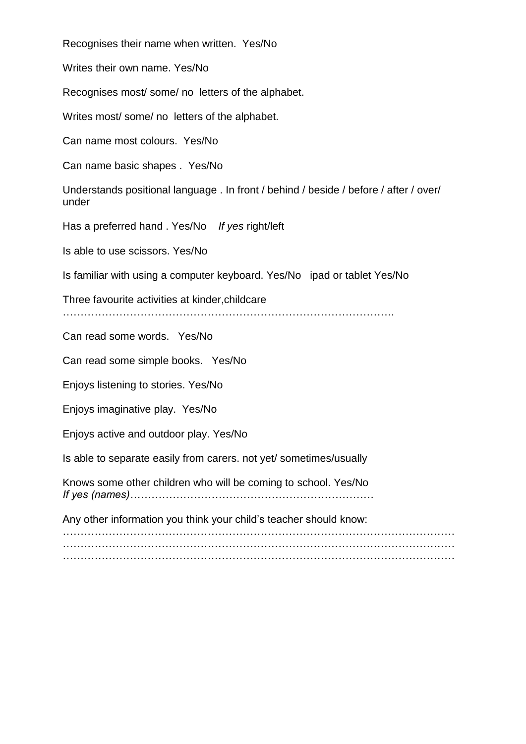Recognises their name when written. Yes/No

Writes their own name. Yes/No

Recognises most/ some/ no letters of the alphabet.

Writes most/ some/ no letters of the alphabet.

Can name most colours. Yes/No

Can name basic shapes . Yes/No

Understands positional language . In front / behind / beside / before / after / over/ under

Has a preferred hand . Yes/No *If yes* right/left

Is able to use scissors. Yes/No

Is familiar with using a computer keyboard. Yes/No ipad or tablet Yes/No

Three favourite activities at kinder,childcare
…………………………………………………………………………………….

Can read some words. Yes/No

Can read some simple books. Yes/No

Enjoys listening to stories. Yes/No

Enjoys imaginative play. Yes/No

Enjoys active and outdoor play. Yes/No

Is able to separate easily from carers. not yet/ sometimes/usually

Knows some other children who will be coming to school. Yes/No
*If yes (names)……………………………………………………………*

Any other information you think your child's teacher should know:
……………………………………………………………………………………………………
……………………………………………………………………………………………………
……………………………………………………………………………………………………